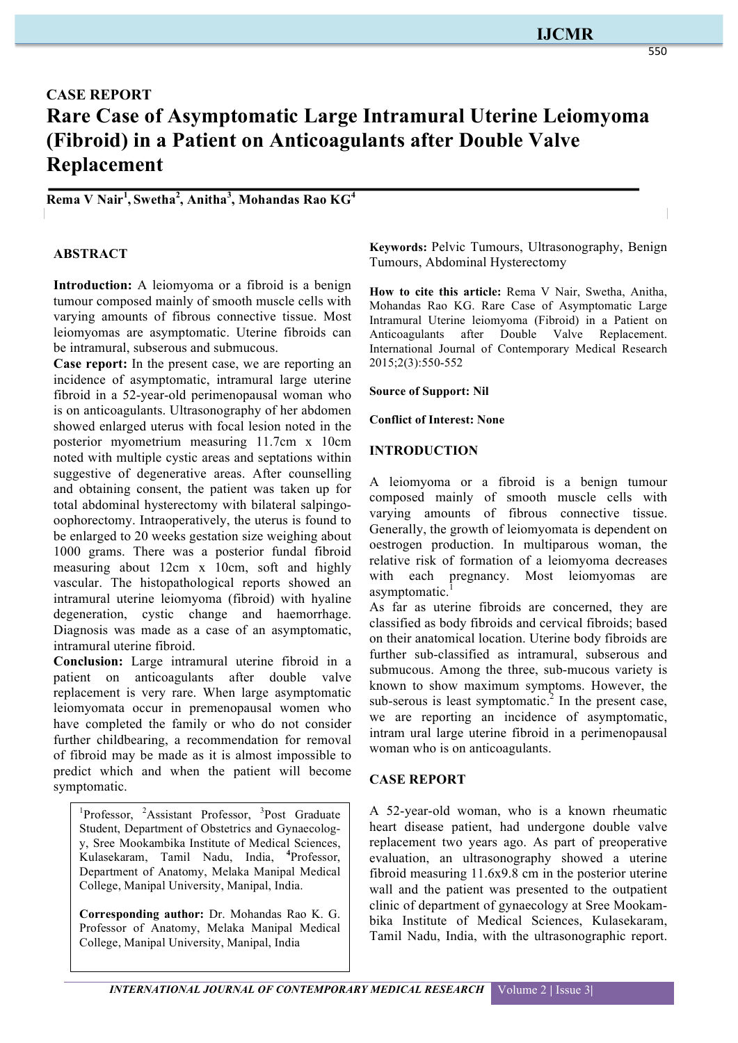## CASE REPORT

# Rare Case of Asymptomatic Large Intramural Uterine Leiomyoma (Fibroid) in a Patient on Anticoagulants after Double Valve Replacement

**Rema V Nair[1], Swetha[2], Anitha[3], Mohandas Rao KG[4]**

## ABSTRACT

**Introduction:** A leiomyoma or a fibroid is a benign tumour composed mainly of smooth muscle cells with varying amounts of fibrous connective tissue. Most leiomyomas are asymptomatic. Uterine fibroids can be intramural, subserous and submucous.

**Case report:** In the present case, we are reporting an incidence of asymptomatic, intramural large uterine fibroid in a 52-year-old perimenopausal woman who is on anticoagulants. Ultrasonography of her abdomen showed enlarged uterus with focal lesion noted in the posterior myometrium measuring 11.7cm x 10cm noted with multiple cystic areas and septations within suggestive of degenerative areas. After counselling and obtaining consent, the patient was taken up for total abdominal hysterectomy with bilateral salpingo-oophorectomy. Intraoperatively, the uterus is found to be enlarged to 20 weeks gestation size weighing about 1000 grams. There was a posterior fundal fibroid measuring about 12cm x 10cm, soft and highly vascular. The histopathological reports showed an intramural uterine leiomyoma (fibroid) with hyaline degeneration, cystic change and haemorrhage. Diagnosis was made as a case of an asymptomatic, intramural uterine fibroid.

**Conclusion:** Large intramural uterine fibroid in a patient on anticoagulants after double valve replacement is very rare. When large asymptomatic leiomyomata occur in premenopausal women who have completed the family or who do not consider further childbearing, a recommendation for removal of fibroid may be made as it is almost impossible to predict which and when the patient will become symptomatic.

[1]Professor, [2]Assistant Professor, [3]Post Graduate Student, Department of Obstetrics and Gynaecology, Sree Mookambika Institute of Medical Sciences, Kulasekaram, Tamil Nadu, India, [4]Professor, Department of Anatomy, Melaka Manipal Medical College, Manipal University, Manipal, India.

**Corresponding author:** Dr. Mohandas Rao K. G. Professor of Anatomy, Melaka Manipal Medical College, Manipal University, Manipal, India

**Keywords:** Pelvic Tumours, Ultrasonography, Benign Tumours, Abdominal Hysterectomy

**How to cite this article:** Rema V Nair, Swetha, Anitha, Mohandas Rao KG. Rare Case of Asymptomatic Large Intramural Uterine leiomyoma (Fibroid) in a Patient on Anticoagulants after Double Valve Replacement. International Journal of Contemporary Medical Research 2015;2(3):550-552

**Source of Support: Nil**

**Conflict of Interest: None**

## INTRODUCTION

A leiomyoma or a fibroid is a benign tumour composed mainly of smooth muscle cells with varying amounts of fibrous connective tissue. Generally, the growth of leiomyomata is dependent on oestrogen production. In multiparous woman, the relative risk of formation of a leiomyoma decreases with each pregnancy. Most leiomyomas are asymptomatic.[1]

As far as uterine fibroids are concerned, they are classified as body fibroids and cervical fibroids; based on their anatomical location. Uterine body fibroids are further sub-classified as intramural, subserous and submucous. Among the three, sub-mucous variety is known to show maximum symptoms. However, the sub-serous is least symptomatic.[2] In the present case, we are reporting an incidence of asymptomatic, intram ural large uterine fibroid in a perimenopausal woman who is on anticoagulants.

## CASE REPORT

A 52-year-old woman, who is a known rheumatic heart disease patient, had undergone double valve replacement two years ago. As part of preoperative evaluation, an ultrasonography showed a uterine fibroid measuring 11.6x9.8 cm in the posterior uterine wall and the patient was presented to the outpatient clinic of department of gynaecology at Sree Mookambika Institute of Medical Sciences, Kulasekaram, Tamil Nadu, India, with the ultrasonographic report.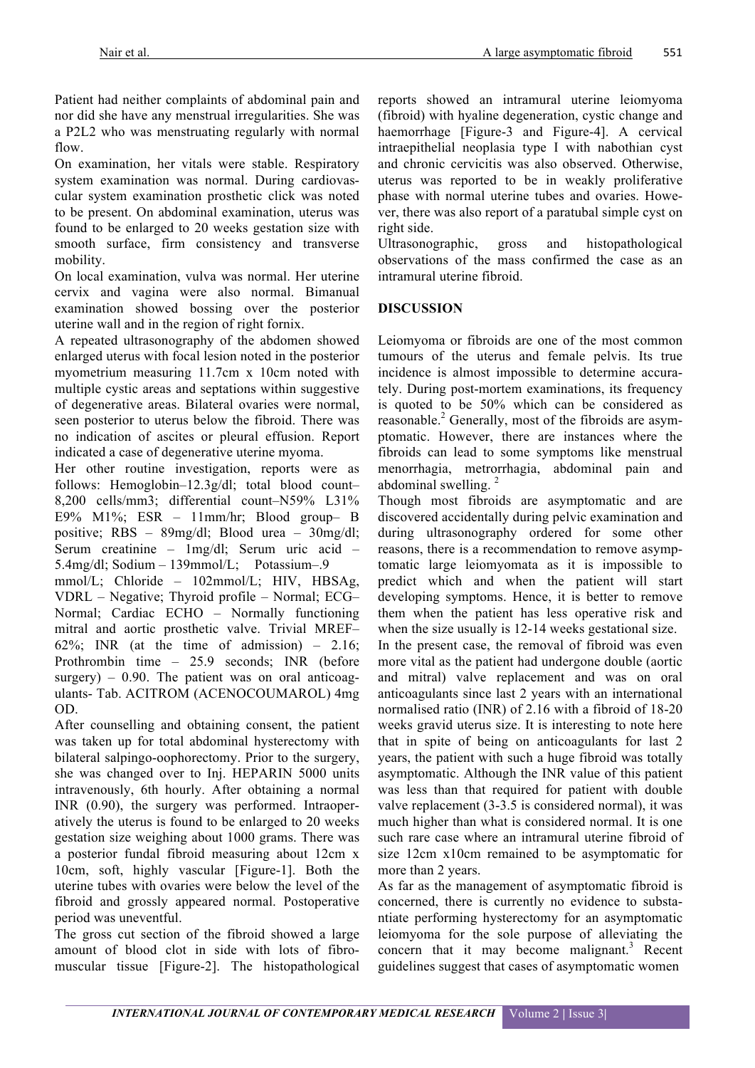Patient had neither complaints of abdominal pain and nor did she have any menstrual irregularities. She was a P2L2 who was menstruating regularly with normal flow.

On examination, her vitals were stable. Respiratory system examination was normal. During cardiovascular system examination prosthetic click was noted to be present. On abdominal examination, uterus was found to be enlarged to 20 weeks gestation size with smooth surface, firm consistency and transverse mobility.

On local examination, vulva was normal. Her uterine cervix and vagina were also normal. Bimanual examination showed bossing over the posterior uterine wall and in the region of right fornix.

A repeated ultrasonography of the abdomen showed enlarged uterus with focal lesion noted in the posterior myometrium measuring 11.7cm x 10cm noted with multiple cystic areas and septations within suggestive of degenerative areas. Bilateral ovaries were normal, seen posterior to uterus below the fibroid. There was no indication of ascites or pleural effusion. Report indicated a case of degenerative uterine myoma.

Her other routine investigation, reports were as follows: Hemoglobin–12.3g/dl; total blood count–8,200 cells/mm3; differential count–N59% L31% E9% M1%; ESR – 11mm/hr; Blood group– B positive; RBS – 89mg/dl; Blood urea – 30mg/dl; Serum creatinine – 1mg/dl; Serum uric acid – 5.4mg/dl; Sodium – 139mmol/L; Potassium–.9 mmol/L; Chloride – 102mmol/L; HIV, HBSAg, VDRL – Negative; Thyroid profile – Normal; ECG– Normal; Cardiac ECHO – Normally functioning mitral and aortic prosthetic valve. Trivial MREF– 62%; INR (at the time of admission) – 2.16; Prothrombin time – 25.9 seconds; INR (before surgery) – 0.90. The patient was on oral anticoagulants- Tab. ACITROM (ACENOCOUMAROL) 4mg OD.

After counselling and obtaining consent, the patient was taken up for total abdominal hysterectomy with bilateral salpingo-oophorectomy. Prior to the surgery, she was changed over to Inj. HEPARIN 5000 units intravenously, 6th hourly. After obtaining a normal INR (0.90), the surgery was performed. Intraoperatively the uterus is found to be enlarged to 20 weeks gestation size weighing about 1000 grams. There was a posterior fundal fibroid measuring about 12cm x 10cm, soft, highly vascular [Figure-1]. Both the uterine tubes with ovaries were below the level of the fibroid and grossly appeared normal. Postoperative period was uneventful.

The gross cut section of the fibroid showed a large amount of blood clot in side with lots of fibromuscular tissue [Figure-2]. The histopathological reports showed an intramural uterine leiomyoma (fibroid) with hyaline degeneration, cystic change and haemorrhage [Figure-3 and Figure-4]. A cervical intraepithelial neoplasia type I with nabothian cyst and chronic cervicitis was also observed. Otherwise, uterus was reported to be in weakly proliferative phase with normal uterine tubes and ovaries. However, there was also report of a paratubal simple cyst on right side.

Ultrasonographic, gross and histopathological observations of the mass confirmed the case as an intramural uterine fibroid.

## DISCUSSION

Leiomyoma or fibroids are one of the most common tumours of the uterus and female pelvis. Its true incidence is almost impossible to determine accurately. During post-mortem examinations, its frequency is quoted to be 50% which can be considered as reasonable.[2] Generally, most of the fibroids are asymptomatic. However, there are instances where the fibroids can lead to some symptoms like menstrual menorrhagia, metrorrhagia, abdominal pain and abdominal swelling.[2]

Though most fibroids are asymptomatic and are discovered accidentally during pelvic examination and during ultrasonography ordered for some other reasons, there is a recommendation to remove asymptomatic large leiomyomata as it is impossible to predict which and when the patient will start developing symptoms. Hence, it is better to remove them when the patient has less operative risk and when the size usually is 12-14 weeks gestational size.

In the present case, the removal of fibroid was even more vital as the patient had undergone double (aortic and mitral) valve replacement and was on oral anticoagulants since last 2 years with an international normalised ratio (INR) of 2.16 with a fibroid of 18-20 weeks gravid uterus size. It is interesting to note here that in spite of being on anticoagulants for last 2 years, the patient with such a huge fibroid was totally asymptomatic. Although the INR value of this patient was less than that required for patient with double valve replacement (3-3.5 is considered normal), it was much higher than what is considered normal. It is one such rare case where an intramural uterine fibroid of size 12cm x10cm remained to be asymptomatic for more than 2 years.

As far as the management of asymptomatic fibroid is concerned, there is currently no evidence to substantiate performing hysterectomy for an asymptomatic leiomyoma for the sole purpose of alleviating the concern that it may become malignant.[3] Recent guidelines suggest that cases of asymptomatic women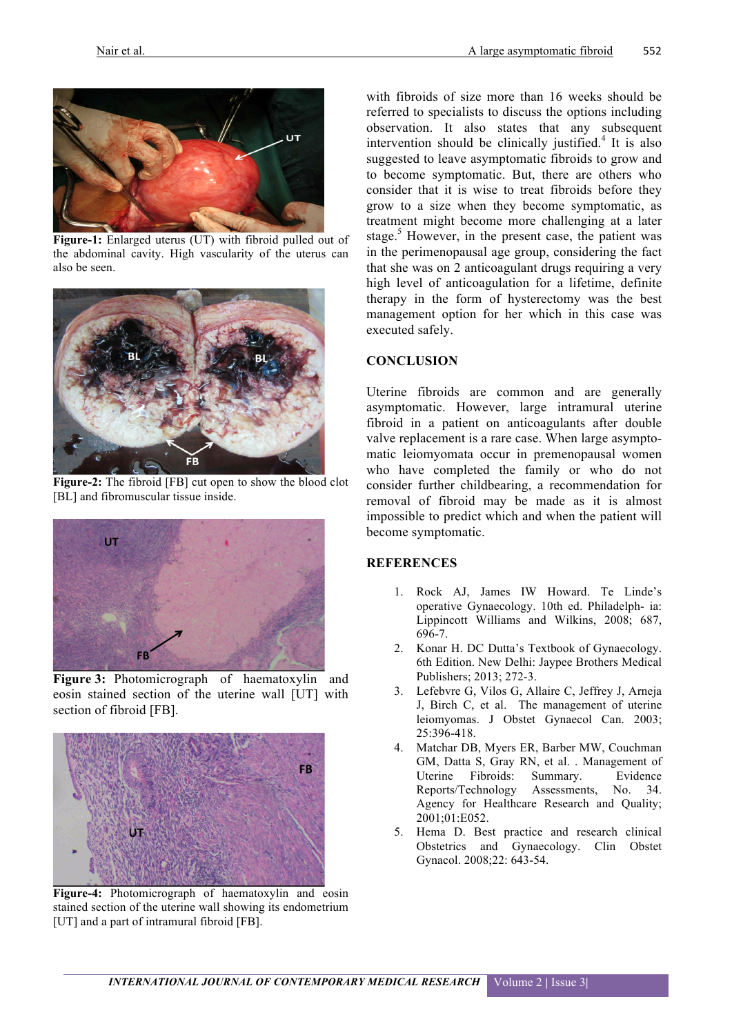**Figure-1:** Enlarged uterus (UT) with fibroid pulled out of the abdominal cavity. High vascularity of the uterus can also be seen.

**Figure-2:** The fibroid [FB] cut open to show the blood clot [BL] and fibromuscular tissue inside.

**Figure 3:** Photomicrograph of haematoxylin and eosin stained section of the uterine wall [UT] with section of fibroid [FB].

**Figure-4:** Photomicrograph of haematoxylin and eosin stained section of the uterine wall showing its endometrium [UT] and a part of intramural fibroid [FB].

with fibroids of size more than 16 weeks should be referred to specialists to discuss the options including observation. It also states that any subsequent intervention should be clinically justified.[4] It is also suggested to leave asymptomatic fibroids to grow and to become symptomatic. But, there are others who consider that it is wise to treat fibroids before they grow to a size when they become symptomatic, as treatment might become more challenging at a later stage.[5] However, in the present case, the patient was in the perimenopausal age group, considering the fact that she was on 2 anticoagulant drugs requiring a very high level of anticoagulation for a lifetime, definite therapy in the form of hysterectomy was the best management option for her which in this case was executed safely.

## CONCLUSION

Uterine fibroids are common and are generally asymptomatic. However, large intramural uterine fibroid in a patient on anticoagulants after double valve replacement is a rare case. When large asymptomatic leiomyomata occur in premenopausal women who have completed the family or who do not consider further childbearing, a recommendation for removal of fibroid may be made as it is almost impossible to predict which and when the patient will become symptomatic.

## REFERENCES

1. Rock AJ, James IW Howard. Te Linde's operative Gynaecology. 10th ed. Philadelph- ia: Lippincott Williams and Wilkins, 2008; 687, 696-7.
2. Konar H. DC Dutta's Textbook of Gynaecology. 6th Edition. New Delhi: Jaypee Brothers Medical Publishers; 2013; 272-3.
3. Lefebvre G, Vilos G, Allaire C, Jeffrey J, Arneja J, Birch C, et al. The management of uterine leiomyomas. J Obstet Gynaecol Can. 2003; 25:396-418.
4. Matchar DB, Myers ER, Barber MW, Couchman GM, Datta S, Gray RN, et al. . Management of Uterine Fibroids: Summary. Evidence Reports/Technology Assessments, No. 34. Agency for Healthcare Research and Quality; 2001;01:E052.
5. Hema D. Best practice and research clinical Obstetrics and Gynaecology. Clin Obstet Gynacol. 2008;22: 643-54.